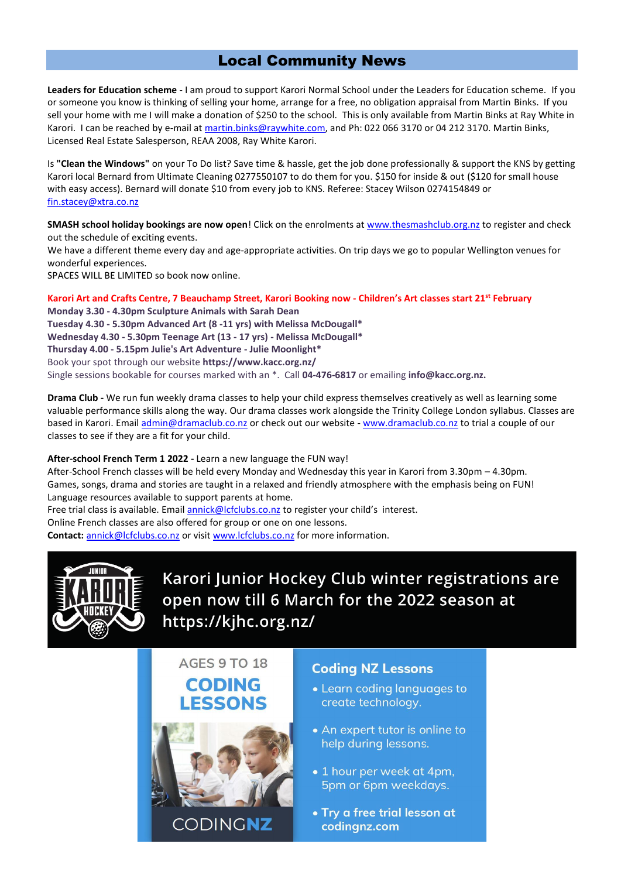# Local Community News

**Leaders for Education scheme** - I am proud to support Karori Normal School under the Leaders for Education scheme. If you or someone you know is thinking of selling your home, arrange for a free, no obligation appraisal from Martin Binks. If you sell your home with me I will make a donation of $250 to the school. This is only available from Martin Binks at Ray White in Karori. I can be reached by e-mail at martin.binks@raywhite.com, and Ph: 022 066 3170 or 04 212 3170. Martin Binks, Licensed Real Estate Salesperson, REAA 2008, Ray White Karori.

Is **"Clean the Windows"** on your To Do list? Save time & hassle, get the job done professionally & support the KNS by getting Karori local Bernard from Ultimate Cleaning 0277550107 to do them for you. $150 for inside & out ($120 for small house with easy access). Bernard will donate $10 from every job to KNS. Referee: Stacey Wilson 0274154849 or fin.stacey@xtra.co.nz

**SMASH school holiday bookings are now open**! Click on the enrolments at www.thesmashclub.org.nz to register and check out the schedule of exciting events.
We have a different theme every day and age-appropriate activities. On trip days we go to popular Wellington venues for wonderful experiences.
SPACES WILL BE LIMITED so book now online.

**Karori Art and Crafts Centre, 7 Beauchamp Street, Karori Booking now - Children's Art classes start 21st February**
**Monday 3.30 - 4.30pm Sculpture Animals with Sarah Dean**
**Tuesday 4.30 - 5.30pm Advanced Art (8 -11 yrs) with Melissa McDougall***
**Wednesday 4.30 - 5.30pm Teenage Art (13 - 17 yrs) - Melissa McDougall***
**Thursday 4.00 - 5.15pm Julie's Art Adventure - Julie Moonlight***
Book your spot through our website **https://www.kacc.org.nz/**
Single sessions bookable for courses marked with an *. Call **04-476-6817** or emailing **info@kacc.org.nz.**

**Drama Club -** We run fun weekly drama classes to help your child express themselves creatively as well as learning some valuable performance skills along the way. Our drama classes work alongside the Trinity College London syllabus. Classes are based in Karori. Email admin@dramaclub.co.nz or check out our website - www.dramaclub.co.nz to trial a couple of our classes to see if they are a fit for your child.

**After-school French Term 1 2022 -** Learn a new language the FUN way!
After-School French classes will be held every Monday and Wednesday this year in Karori from 3.30pm – 4.30pm.
Games, songs, drama and stories are taught in a relaxed and friendly atmosphere with the emphasis being on FUN!
Language resources available to support parents at home.
Free trial class is available. Email annick@lcfclubs.co.nz to register your child's interest.
Online French classes are also offered for group or one on one lessons.
**Contact:** annick@lcfclubs.co.nz or visit www.lcfclubs.co.nz for more information.

Karori Junior Hockey Club winter registrations are open now till 6 March for the 2022 season at https://kjhc.org.nz/

AGES 9 TO 18
**CODING LESSONS**
CODINGNZ

**Coding NZ Lessons**
- Learn coding languages to create technology.
- An expert tutor is online to help during lessons.
- 1 hour per week at 4pm, 5pm or 6pm weekdays.
- **Try a free trial lesson at codingnz.com**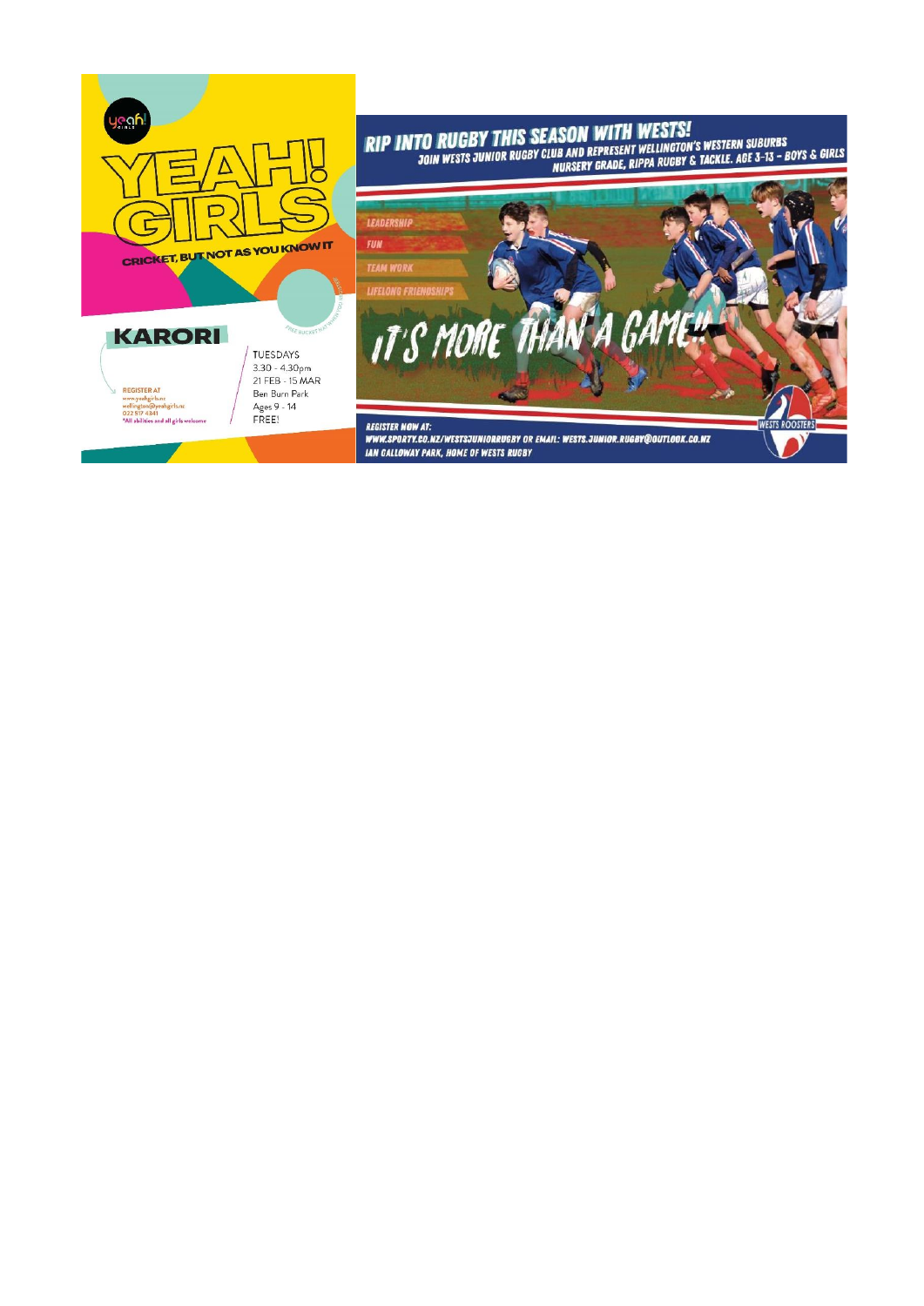# YEAH! GIRLS

CRICKET, BUT NOT AS YOU KNOW IT

FREE BUCKET HAT WHEN YOU REGISTER

## KARORI

REGISTER AT
www.yeahgirls.nz
wellington@yeahgirls.nz
022 517 4341
*All abilities and all girls welcome

TUESDAYS
3.30 - 4.30pm
21 FEB - 15 MAR
Ben Burn Park
Ages 9 - 14
FREE!

# RIP INTO RUGBY THIS SEASON WITH WESTS!

JOIN WESTS JUNIOR RUGBY CLUB AND REPRESENT WELLINGTON'S WESTERN SUBURBS
NURSERY GRADE, RIPPA RUGBY & TACKLE. AGE 3-13 – BOYS & GIRLS

- LEADERSHIP
- FUN
- TEAM WORK
- LIFELONG FRIENDSHIPS

## IT'S MORE THAN A GAME!!

REGISTER NOW AT:
WWW.SPORTY.CO.NZ/WESTSJUNIORRUGBY OR EMAIL: WESTS.JUNIOR.RUGBY@OUTLOOK.CO.NZ
IAN GALLOWAY PARK, HOME OF WESTS RUGBY

WESTS ROOSTERS